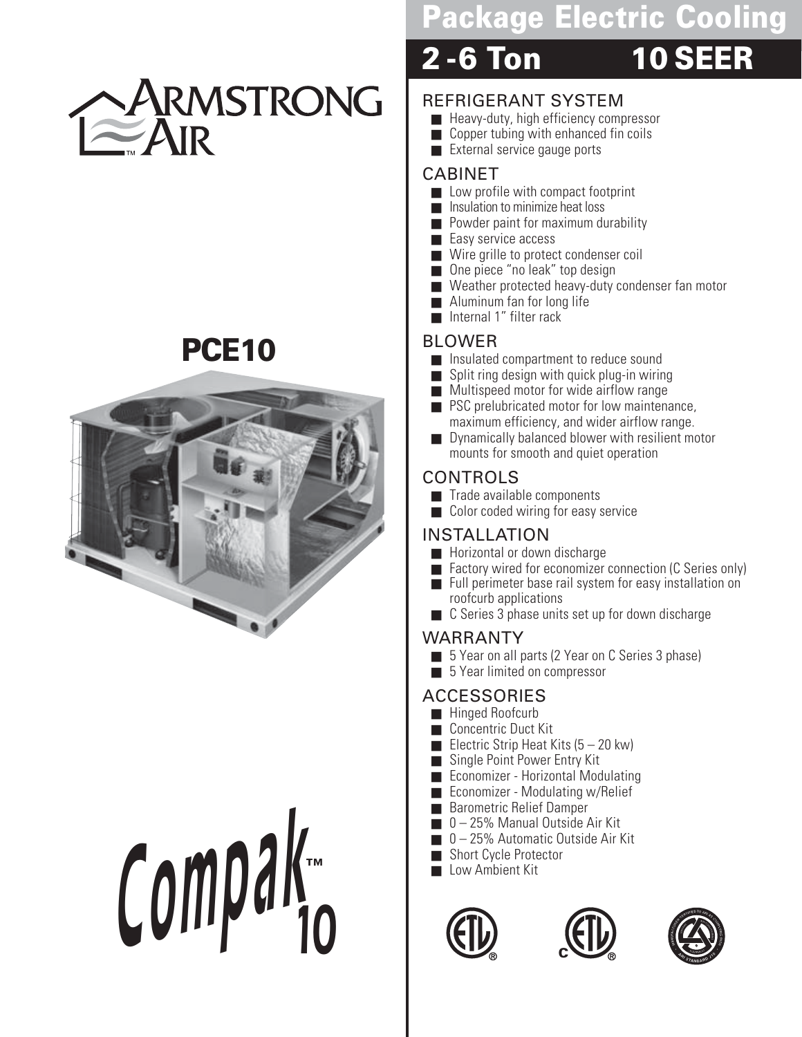# Armstrong Air

## PCE10

# Compak™ 10

# Package Electric Cooling

## 2 -6 Ton 10 SEER

### REFRIGERANT SYSTEM

- Heavy-duty, high efficiency compressor
- Copper tubing with enhanced fin coils
- External service gauge ports

### CABINET

- Low profile with compact footprint
- Insulation to minimize heat loss
- Powder paint for maximum durability
- Easy service access
- Wire grille to protect condenser coil
- One piece "no leak" top design
- Weather protected heavy-duty condenser fan motor
- Aluminum fan for long life
- Internal 1" filter rack

### BLOWER

- Insulated compartment to reduce sound
- Split ring design with quick plug-in wiring
- Multispeed motor for wide airflow range
- PSC prelubricated motor for low maintenance, maximum efficiency, and wider airflow range.
- Dynamically balanced blower with resilient motor mounts for smooth and quiet operation

### CONTROLS

- Trade available components
- Color coded wiring for easy service

### INSTALLATION

- Horizontal or down discharge
- Factory wired for economizer connection (C Series only)
- Full perimeter base rail system for easy installation on roofcurb applications
- C Series 3 phase units set up for down discharge

### WARRANTY

- 5 Year on all parts (2 Year on C Series 3 phase)
- 5 Year limited on compressor

### ACCESSORIES

- Hinged Roofcurb
- Concentric Duct Kit
- Electric Strip Heat Kits (5 – 20 kw)
- Single Point Power Entry Kit
- Economizer - Horizontal Modulating
- Economizer - Modulating w/Relief
- Barometric Relief Damper
- 0 – 25% Manual Outside Air Kit
- 0 – 25% Automatic Outside Air Kit
- Short Cycle Protector
- Low Ambient Kit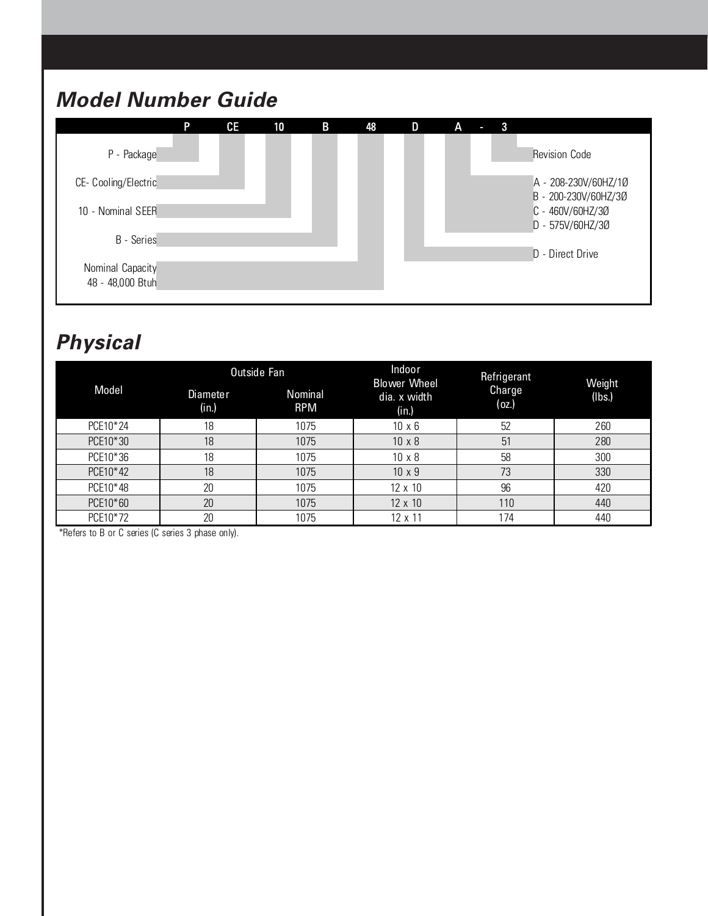## Model Number Guide

P CE 10 B 48 D A - 3

- P - Package
- CE- Cooling/Electric
- 10 - Nominal SEER
- B - Series
- Nominal Capacity 48 - 48,000 Btuh
- D - Direct Drive
- A - 208-230V/60HZ/1Ø
- B - 200-230V/60HZ/3Ø
- C - 460V/60HZ/3Ø
- D - 575V/60HZ/3Ø
- Revision Code

## Physical

| Model | Outside Fan | | Indoor Blower Wheel dia. x width (in.) | Refrigerant Charge (oz.) | Weight (lbs.) |
|---|---|---|---|---|---|
| | Diameter (in.) | Nominal RPM | | | |
| PCE10*24 | 18 | 1075 | 10 x 6 | 52 | 260 |
| PCE10*30 | 18 | 1075 | 10 x 8 | 51 | 280 |
| PCE10*36 | 18 | 1075 | 10 x 8 | 58 | 300 |
| PCE10*42 | 18 | 1075 | 10 x 9 | 73 | 330 |
| PCE10*48 | 20 | 1075 | 12 x 10 | 96 | 420 |
| PCE10*60 | 20 | 1075 | 12 x 10 | 110 | 440 |
| PCE10*72 | 20 | 1075 | 12 x 11 | 174 | 440 |

*Refers to B or C series (C series 3 phase only).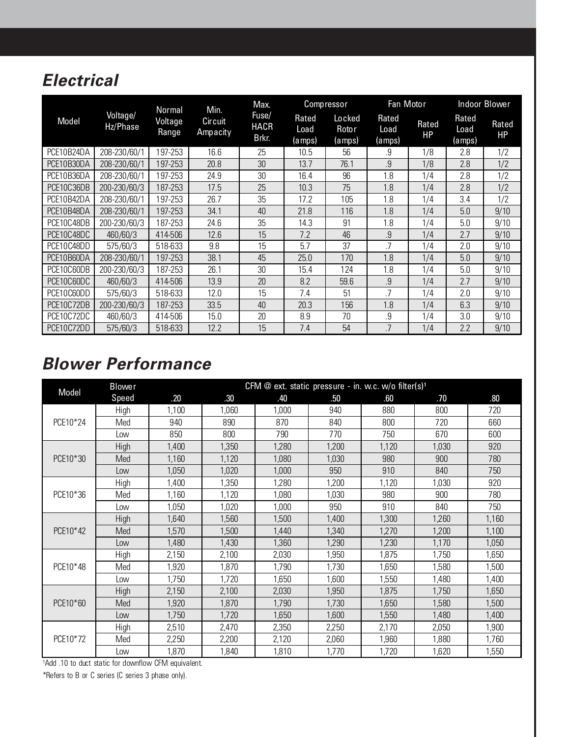## Electrical

| Model | Voltage/ Hz/Phase | Normal Voltage Range | Min. Circuit Ampacity | Max. Fuse/ HACR Brkr. | Compressor | | Fan Motor | | Indoor Blower | |
|---|---|---|---|---|---|---|---|---|---|---|
| | | | | | Rated Load (amps) | Locked Rotor (amps) | Rated Load (amps) | Rated HP | Rated Load (amps) | Rated HP |
| PCE10B24DA | 208-230/60/1 | 197-253 | 16.6 | 25 | 10.5 | 56 | .9 | 1/8 | 2.8 | 1/2 |
| PCE10B30DA | 208-230/60/1 | 197-253 | 20.8 | 30 | 13.7 | 76.1 | .9 | 1/8 | 2.8 | 1/2 |
| PCE10B36DA | 208-230/60/1 | 197-253 | 24.9 | 30 | 16.4 | 96 | 1.8 | 1/4 | 2.8 | 1/2 |
| PCE10C36DB | 200-230/60/3 | 187-253 | 17.5 | 25 | 10.3 | 75 | 1.8 | 1/4 | 2.8 | 1/2 |
| PCE10B42DA | 208-230/60/1 | 197-253 | 26.7 | 35 | 17.2 | 105 | 1.8 | 1/4 | 3.4 | 1/2 |
| PCE10B48DA | 208-230/60/1 | 197-253 | 34.1 | 40 | 21.8 | 116 | 1.8 | 1/4 | 5.0 | 9/10 |
| PCE10C48DB | 200-230/60/3 | 187-253 | 24.6 | 35 | 14.3 | 91 | 1.8 | 1/4 | 5.0 | 9/10 |
| PCE10C48DC | 460/60/3 | 414-506 | 12.6 | 15 | 7.2 | 46 | .9 | 1/4 | 2.7 | 9/10 |
| PCE10C48DD | 575/60/3 | 518-633 | 9.8 | 15 | 5.7 | 37 | .7 | 1/4 | 2.0 | 9/10 |
| PCE10B60DA | 208-230/60/1 | 197-253 | 38.1 | 45 | 25.0 | 170 | 1.8 | 1/4 | 5.0 | 9/10 |
| PCE10C60DB | 200-230/60/3 | 187-253 | 26.1 | 30 | 15.4 | 124 | 1.8 | 1/4 | 5.0 | 9/10 |
| PCE10C60DC | 460/60/3 | 414-506 | 13.9 | 20 | 8.2 | 59.6 | .9 | 1/4 | 2.7 | 9/10 |
| PCE10C60DD | 575/60/3 | 518-633 | 12.0 | 15 | 7.4 | 51 | .7 | 1/4 | 2.0 | 9/10 |
| PCE10C72DB | 200-230/60/3 | 187-253 | 33.5 | 40 | 20.3 | 156 | 1.8 | 1/4 | 6.3 | 9/10 |
| PCE10C72DC | 460/60/3 | 414-506 | 15.0 | 20 | 8.9 | 70 | .9 | 1/4 | 3.0 | 9/10 |
| PCE10C72DD | 575/60/3 | 518-633 | 12.2 | 15 | 7.4 | 54 | .7 | 1/4 | 2.2 | 9/10 |

## Blower Performance

| Model | Blower Speed | CFM @ ext. static pressure - in. w.c. w/o filter(s)[1] | | | | | | |
|---|---|---|---|---|---|---|---|---|
| | | .20 | .30 | .40 | .50 | .60 | .70 | .80 |
| PCE10*24 | High | 1,100 | 1,060 | 1,000 | 940 | 880 | 800 | 720 |
| | Med | 940 | 890 | 870 | 840 | 800 | 720 | 660 |
| | Low | 850 | 800 | 790 | 770 | 750 | 670 | 600 |
| PCE10*30 | High | 1,400 | 1,350 | 1,280 | 1,200 | 1,120 | 1,030 | 920 |
| | Med | 1,160 | 1,120 | 1,080 | 1,030 | 980 | 900 | 780 |
| | Low | 1,050 | 1,020 | 1,000 | 950 | 910 | 840 | 750 |
| PCE10*36 | High | 1,400 | 1,350 | 1,280 | 1,200 | 1,120 | 1,030 | 920 |
| | Med | 1,160 | 1,120 | 1,080 | 1,030 | 980 | 900 | 780 |
| | Low | 1,050 | 1,020 | 1,000 | 950 | 910 | 840 | 750 |
| PCE10*42 | High | 1,640 | 1,560 | 1,500 | 1,400 | 1,300 | 1,260 | 1,160 |
| | Med | 1,570 | 1,500 | 1,440 | 1,340 | 1,270 | 1,200 | 1,100 |
| | Low | 1,480 | 1,430 | 1,360 | 1,290 | 1,230 | 1,170 | 1,050 |
| PCE10*48 | High | 2,150 | 2,100 | 2,030 | 1,950 | 1,875 | 1,750 | 1,650 |
| | Med | 1,920 | 1,870 | 1,790 | 1,730 | 1,650 | 1,580 | 1,500 |
| | Low | 1,750 | 1,720 | 1,650 | 1,600 | 1,550 | 1,480 | 1,400 |
| PCE10*60 | High | 2,150 | 2,100 | 2,030 | 1,950 | 1,875 | 1,750 | 1,650 |
| | Med | 1,920 | 1,870 | 1,790 | 1,730 | 1,650 | 1,580 | 1,500 |
| | Low | 1,750 | 1,720 | 1,650 | 1,600 | 1,550 | 1,480 | 1,400 |
| PCE10*72 | High | 2,510 | 2,470 | 2,350 | 2,250 | 2,170 | 2,050 | 1,900 |
| | Med | 2,250 | 2,200 | 2,120 | 2,060 | 1,960 | 1,880 | 1,760 |
| | Low | 1,870 | 1,840 | 1,810 | 1,770 | 1,720 | 1,620 | 1,550 |

[1]Add .10 to duct static for downflow CFM equivalent.

*Refers to B or C series (C series 3 phase only).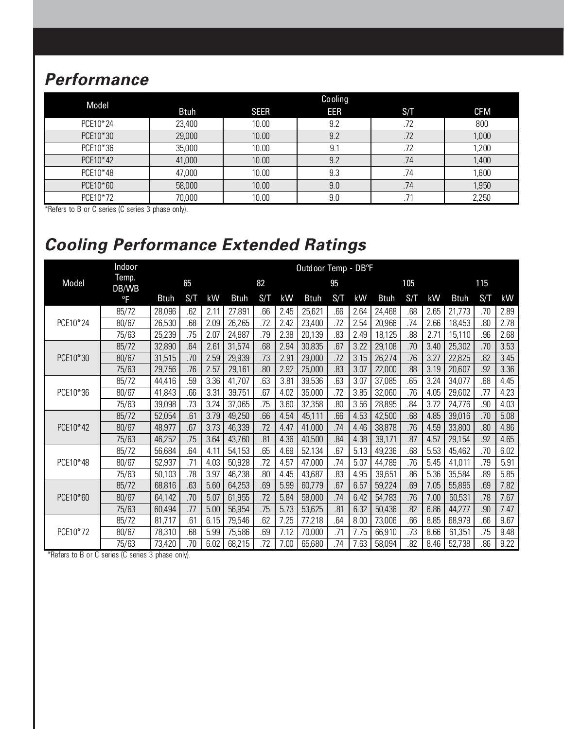## *Performance*

| Model | Cooling | | | | |
|---|---|---|---|---|---|
| | Btuh | SEER | EER | S/T | CFM |
| PCE10*24 | 23,400 | 10.00 | 9.2 | .72 | 800 |
| PCE10*30 | 29,000 | 10.00 | 9.2 | .72 | 1,000 |
| PCE10*36 | 35,000 | 10.00 | 9.1 | .72 | 1,200 |
| PCE10*42 | 41,000 | 10.00 | 9.2 | .74 | 1,400 |
| PCE10*48 | 47,000 | 10.00 | 9.3 | .74 | 1,600 |
| PCE10*60 | 58,000 | 10.00 | 9.0 | .74 | 1,950 |
| PCE10*72 | 70,000 | 10.00 | 9.0 | .71 | 2,250 |

*Refers to B or C series (C series 3 phase only).

## *Cooling Performance Extended Ratings*

| Model | Indoor Temp. DB/WB °F | Outdoor Temp - DB°F | | | | | | | | | | | | | | |
|---|---|---|---|---|---|---|---|---|---|---|---|---|---|---|---|---|
| | | 65 | | | 82 | | | 95 | | | 105 | | | 115 | | |
| | | Btuh | S/T | kW | Btuh | S/T | kW | Btuh | S/T | kW | Btuh | S/T | kW | Btuh | S/T | kW |
| PCE10*24 | 85/72 | 28,096 | .62 | 2.11 | 27,891 | .66 | 2.45 | 25,621 | .66 | 2.64 | 24,468 | .68 | 2.65 | 21,773 | .70 | 2.89 |
| | 80/67 | 26,530 | .68 | 2.09 | 26,265 | .72 | 2.42 | 23,400 | .72 | 2.54 | 20,966 | .74 | 2.66 | 18,453 | .80 | 2.78 |
| | 75/63 | 25,239 | .75 | 2.07 | 24,987 | .79 | 2.38 | 20,139 | .83 | 2.49 | 18,125 | .88 | 2.71 | 15,110 | .96 | 2.68 |
| PCE10*30 | 85/72 | 32,890 | .64 | 2.61 | 31,574 | .68 | 2.94 | 30,835 | .67 | 3.22 | 29,108 | .70 | 3.40 | 25,302 | .70 | 3.53 |
| | 80/67 | 31,515 | .70 | 2.59 | 29,939 | .73 | 2.91 | 29,000 | .72 | 3.15 | 26,274 | .76 | 3.27 | 22,825 | .82 | 3.45 |
| | 75/63 | 29,756 | .76 | 2.57 | 29,161 | .80 | 2.92 | 25,000 | .83 | 3.07 | 22,000 | .88 | 3.19 | 20,607 | .92 | 3.36 |
| PCE10*36 | 85/72 | 44,416 | .59 | 3.36 | 41,707 | .63 | 3.81 | 39,536 | .63 | 3.07 | 37,085 | .65 | 3.24 | 34,077 | .68 | 4.45 |
| | 80/67 | 41,843 | .66 | 3.31 | 39,751 | .67 | 4.02 | 35,000 | .72 | 3.85 | 32,060 | .76 | 4.05 | 29,602 | .77 | 4.23 |
| | 75/63 | 39,098 | .73 | 3.24 | 37,065 | .75 | 3.60 | 32,358 | .80 | 3.56 | 28,895 | .84 | 3.72 | 24,776 | .90 | 4.03 |
| PCE10*42 | 85/72 | 52,054 | .61 | 3.79 | 49,250 | .66 | 4.54 | 45,111 | .66 | 4.53 | 42,500 | .68 | 4.85 | 39,016 | .70 | 5.08 |
| | 80/67 | 48,977 | .67 | 3.73 | 46,339 | .72 | 4.47 | 41,000 | .74 | 4.46 | 38,878 | .76 | 4.59 | 33,800 | .80 | 4.86 |
| | 75/63 | 46,252 | .75 | 3.64 | 43,760 | .81 | 4.36 | 40,500 | .84 | 4.38 | 39,171 | .87 | 4.57 | 29,154 | .92 | 4.65 |
| PCE10*48 | 85/72 | 56,684 | .64 | 4.11 | 54,153 | .65 | 4.69 | 52,134 | .67 | 5.13 | 49,236 | .68 | 5.53 | 45,462 | .70 | 6.02 |
| | 80/67 | 52,937 | .71 | 4.03 | 50,928 | .72 | 4.57 | 47,000 | .74 | 5.07 | 44,789 | .76 | 5.45 | 41,011 | .79 | 5.91 |
| | 75/63 | 50,103 | .78 | 3.97 | 46,238 | .80 | 4.45 | 43,687 | .83 | 4.95 | 39,651 | .86 | 5.36 | 35,584 | .89 | 5.85 |
| PCE10*60 | 85/72 | 68,816 | .63 | 5.60 | 64,253 | .69 | 5.99 | 60,779 | .67 | 6.57 | 59,224 | .69 | 7.05 | 55,895 | .69 | 7.82 |
| | 80/67 | 64,142 | .70 | 5.07 | 61,955 | .72 | 5.84 | 58,000 | .74 | 6.42 | 54,783 | .76 | 7.00 | 50,531 | .78 | 7.67 |
| | 75/63 | 60,494 | .77 | 5.00 | 56,954 | .75 | 5.73 | 53,625 | .81 | 6.32 | 50,436 | .82 | 6.86 | 44,277 | .90 | 7.47 |
| PCE10*72 | 85/72 | 81,717 | .61 | 6.15 | 79,546 | .62 | 7.25 | 77,218 | .64 | 8.00 | 73,006 | .66 | 8.85 | 68,979 | .66 | 9.67 |
| | 80/67 | 78,310 | .68 | 5.99 | 75,586 | .69 | 7.12 | 70,000 | .71 | 7.75 | 66,910 | .73 | 8.66 | 61,351 | .75 | 9.48 |
| | 75/63 | 73,420 | .70 | 6.02 | 68,215 | .72 | 7.00 | 65,680 | .74 | 7.63 | 58,094 | .82 | 8.46 | 52,738 | .86 | 9.22 |

*Refers to B or C series (C series 3 phase only).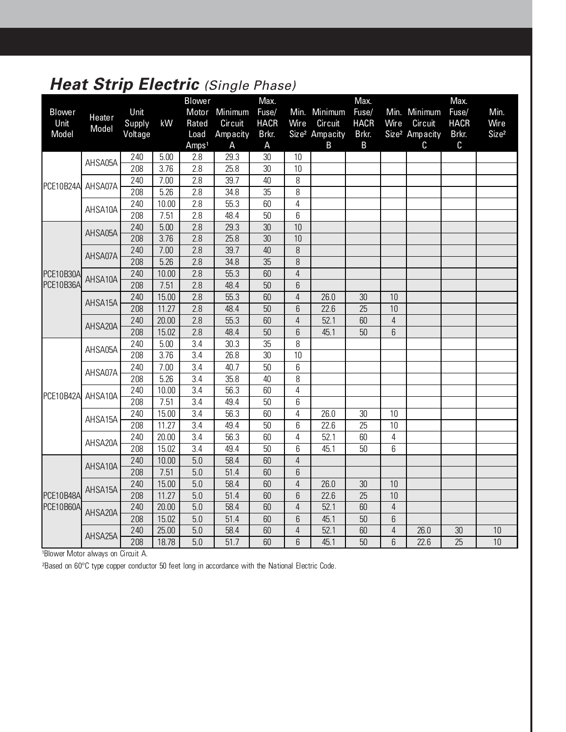## ***Heat Strip Electric*** *(Single Phase)*

| Blower Unit Model | Heater Model | Unit Supply Voltage | kW | Blower Motor Rated Load Amps[1] | Minimum Circuit Ampacity A | Max. Fuse/ HACR Brkr. A | Min. Wire Size[2] | Minimum Circuit Ampacity B | Max. Fuse/ HACR Brkr. B | Min. Wire Size[2] | Minimum Circuit Ampacity C | Max. Fuse/ HACR Brkr. C | Min. Wire Size[2] |
|---|---|---|---|---|---|---|---|---|---|---|---|---|---|
| PCE10B24A | AHSA05A | 240 | 5.00 | 2.8 | 29.3 | 30 | 10 | | | | | | |
| | | 208 | 3.76 | 2.8 | 25.8 | 30 | 10 | | | | | | |
| | AHSA07A | 240 | 7.00 | 2.8 | 39.7 | 40 | 8 | | | | | | |
| | | 208 | 5.26 | 2.8 | 34.8 | 35 | 8 | | | | | | |
| | AHSA10A | 240 | 10.00 | 2.8 | 55.3 | 60 | 4 | | | | | | |
| | | 208 | 7.51 | 2.8 | 48.4 | 50 | 6 | | | | | | |
| PCE10B30A PCE10B36A | AHSA05A | 240 | 5.00 | 2.8 | 29.3 | 30 | 10 | | | | | | |
| | | 208 | 3.76 | 2.8 | 25.8 | 30 | 10 | | | | | | |
| | AHSA07A | 240 | 7.00 | 2.8 | 39.7 | 40 | 8 | | | | | | |
| | | 208 | 5.26 | 2.8 | 34.8 | 35 | 8 | | | | | | |
| | AHSA10A | 240 | 10.00 | 2.8 | 55.3 | 60 | 4 | | | | | | |
| | | 208 | 7.51 | 2.8 | 48.4 | 50 | 6 | | | | | | |
| | AHSA15A | 240 | 15.00 | 2.8 | 55.3 | 60 | 4 | 26.0 | 30 | 10 | | | |
| | | 208 | 11.27 | 2.8 | 48.4 | 50 | 6 | 22.6 | 25 | 10 | | | |
| | AHSA20A | 240 | 20.00 | 2.8 | 55.3 | 60 | 4 | 52.1 | 60 | 4 | | | |
| | | 208 | 15.02 | 2.8 | 48.4 | 50 | 6 | 45.1 | 50 | 6 | | | |
| PCE10B42A | AHSA05A | 240 | 5.00 | 3.4 | 30.3 | 35 | 8 | | | | | | |
| | | 208 | 3.76 | 3.4 | 26.8 | 30 | 10 | | | | | | |
| | AHSA07A | 240 | 7.00 | 3.4 | 40.7 | 50 | 6 | | | | | | |
| | | 208 | 5.26 | 3.4 | 35.8 | 40 | 8 | | | | | | |
| | AHSA10A | 240 | 10.00 | 3.4 | 56.3 | 60 | 4 | | | | | | |
| | | 208 | 7.51 | 3.4 | 49.4 | 50 | 6 | | | | | | |
| | AHSA15A | 240 | 15.00 | 3.4 | 56.3 | 60 | 4 | 26.0 | 30 | 10 | | | |
| | | 208 | 11.27 | 3.4 | 49.4 | 50 | 6 | 22.6 | 25 | 10 | | | |
| | AHSA20A | 240 | 20.00 | 3.4 | 56.3 | 60 | 4 | 52.1 | 60 | 4 | | | |
| | | 208 | 15.02 | 3.4 | 49.4 | 50 | 6 | 45.1 | 50 | 6 | | | |
| PCE10B48A PCE10B60A | AHSA10A | 240 | 10.00 | 5.0 | 58.4 | 60 | 4 | | | | | | |
| | | 208 | 7.51 | 5.0 | 51.4 | 60 | 6 | | | | | | |
| | AHSA15A | 240 | 15.00 | 5.0 | 58.4 | 60 | 4 | 26.0 | 30 | 10 | | | |
| | | 208 | 11.27 | 5.0 | 51.4 | 60 | 6 | 22.6 | 25 | 10 | | | |
| | AHSA20A | 240 | 20.00 | 5.0 | 58.4 | 60 | 4 | 52.1 | 60 | 4 | | | |
| | | 208 | 15.02 | 5.0 | 51.4 | 60 | 6 | 45.1 | 50 | 6 | | | |
| | AHSA25A | 240 | 25.00 | 5.0 | 58.4 | 60 | 4 | 52.1 | 60 | 4 | 26.0 | 30 | 10 |
| | | 208 | 18.78 | 5.0 | 51.7 | 60 | 6 | 45.1 | 50 | 6 | 22.6 | 25 | 10 |

[1]Blower Motor always on Circuit A.

[2]Based on 60°C type copper conductor 50 feet long in accordance with the National Electric Code.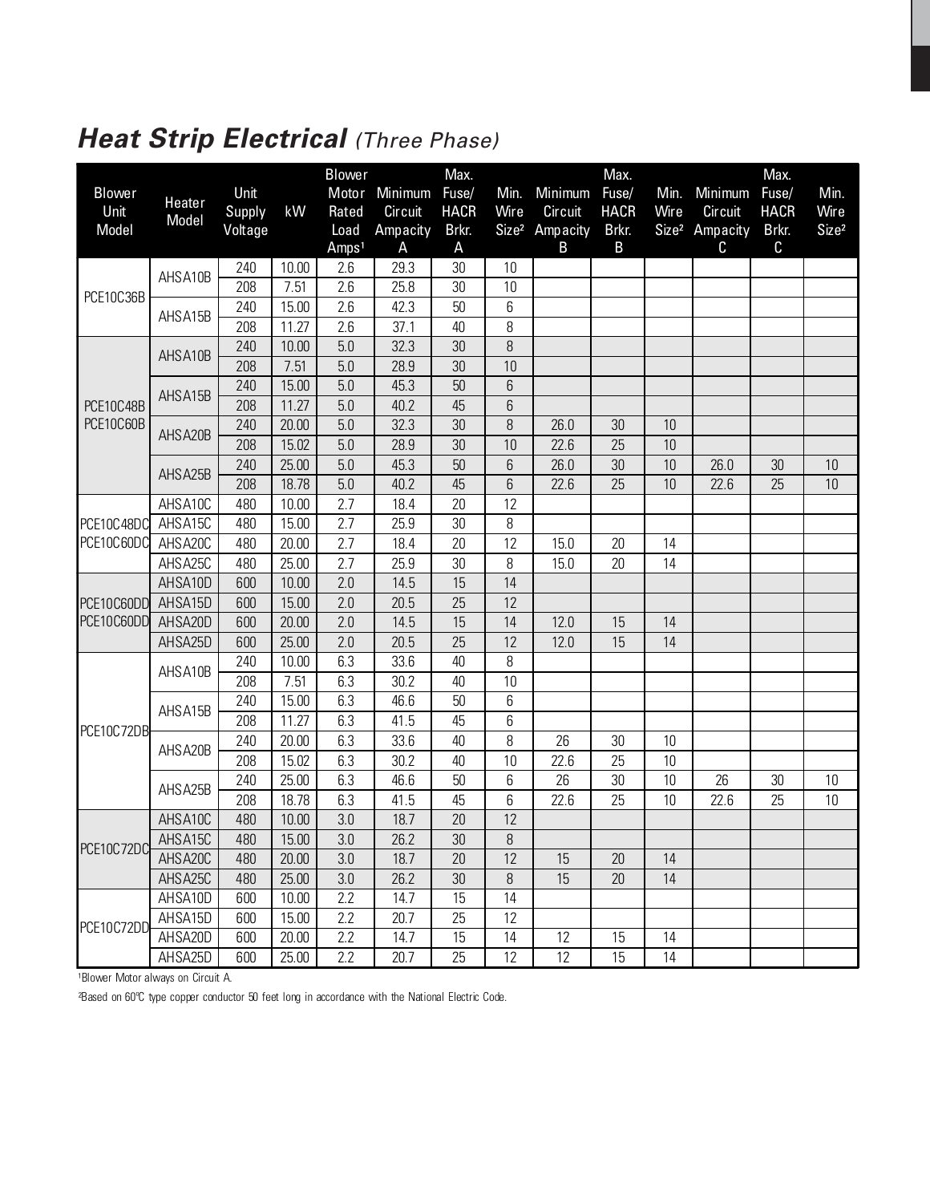## ***Heat Strip Electrical*** *(Three Phase)*

| Blower Unit Model | Heater Model | Unit Supply Voltage | kW | Blower Motor Rated Load Amps[1] | Minimum Circuit Ampacity A | Max. Fuse/ HACR Brkr. A | Min. Wire Size[2] | Minimum Circuit Ampacity B | Max. Fuse/ HACR Brkr. B | Min. Wire Size[2] | Minimum Circuit Ampacity C | Max. Fuse/ HACR Brkr. C | Min. Wire Size[2] |
|---|---|---|---|---|---|---|---|---|---|---|---|---|---|
| PCE10C36B | AHSA10B | 240 | 10.00 | 2.6 | 29.3 | 30 | 10 | | | | | | |
| | | 208 | 7.51 | 2.6 | 25.8 | 30 | 10 | | | | | | |
| | AHSA15B | 240 | 15.00 | 2.6 | 42.3 | 50 | 6 | | | | | | |
| | | 208 | 11.27 | 2.6 | 37.1 | 40 | 8 | | | | | | |
| PCE10C48B PCE10C60B | AHSA10B | 240 | 10.00 | 5.0 | 32.3 | 30 | 8 | | | | | | |
| | | 208 | 7.51 | 5.0 | 28.9 | 30 | 10 | | | | | | |
| | AHSA15B | 240 | 15.00 | 5.0 | 45.3 | 50 | 6 | | | | | | |
| | | 208 | 11.27 | 5.0 | 40.2 | 45 | 6 | | | | | | |
| | AHSA20B | 240 | 20.00 | 5.0 | 32.3 | 30 | 8 | 26.0 | 30 | 10 | | | |
| | | 208 | 15.02 | 5.0 | 28.9 | 30 | 10 | 22.6 | 25 | 10 | | | |
| | AHSA25B | 240 | 25.00 | 5.0 | 45.3 | 50 | 6 | 26.0 | 30 | 10 | 26.0 | 30 | 10 |
| | | 208 | 18.78 | 5.0 | 40.2 | 45 | 6 | 22.6 | 25 | 10 | 22.6 | 25 | 10 |
| PCE10C48DC PCE10C60DC | AHSA10C | 480 | 10.00 | 2.7 | 18.4 | 20 | 12 | | | | | | |
| | AHSA15C | 480 | 15.00 | 2.7 | 25.9 | 30 | 8 | | | | | | |
| | AHSA20C | 480 | 20.00 | 2.7 | 18.4 | 20 | 12 | 15.0 | 20 | 14 | | | |
| | AHSA25C | 480 | 25.00 | 2.7 | 25.9 | 30 | 8 | 15.0 | 20 | 14 | | | |
| PCE10C60DD PCE10C60DD | AHSA10D | 600 | 10.00 | 2.0 | 14.5 | 15 | 14 | | | | | | |
| | AHSA15D | 600 | 15.00 | 2.0 | 20.5 | 25 | 12 | | | | | | |
| | AHSA20D | 600 | 20.00 | 2.0 | 14.5 | 15 | 14 | 12.0 | 15 | 14 | | | |
| | AHSA25D | 600 | 25.00 | 2.0 | 20.5 | 25 | 12 | 12.0 | 15 | 14 | | | |
| PCE10C72DB | AHSA10B | 240 | 10.00 | 6.3 | 33.6 | 40 | 8 | | | | | | |
| | | 208 | 7.51 | 6.3 | 30.2 | 40 | 10 | | | | | | |
| | AHSA15B | 240 | 15.00 | 6.3 | 46.6 | 50 | 6 | | | | | | |
| | | 208 | 11.27 | 6.3 | 41.5 | 45 | 6 | | | | | | |
| | AHSA20B | 240 | 20.00 | 6.3 | 33.6 | 40 | 8 | 26 | 30 | 10 | | | |
| | | 208 | 15.02 | 6.3 | 30.2 | 40 | 10 | 22.6 | 25 | 10 | | | |
| | AHSA25B | 240 | 25.00 | 6.3 | 46.6 | 50 | 6 | 26 | 30 | 10 | 26 | 30 | 10 |
| | | 208 | 18.78 | 6.3 | 41.5 | 45 | 6 | 22.6 | 25 | 10 | 22.6 | 25 | 10 |
| PCE10C72DC | AHSA10C | 480 | 10.00 | 3.0 | 18.7 | 20 | 12 | | | | | | |
| | AHSA15C | 480 | 15.00 | 3.0 | 26.2 | 30 | 8 | | | | | | |
| | AHSA20C | 480 | 20.00 | 3.0 | 18.7 | 20 | 12 | 15 | 20 | 14 | | | |
| | AHSA25C | 480 | 25.00 | 3.0 | 26.2 | 30 | 8 | 15 | 20 | 14 | | | |
| PCE10C72DD | AHSA10D | 600 | 10.00 | 2.2 | 14.7 | 15 | 14 | | | | | | |
| | AHSA15D | 600 | 15.00 | 2.2 | 20.7 | 25 | 12 | | | | | | |
| | AHSA20D | 600 | 20.00 | 2.2 | 14.7 | 15 | 14 | 12 | 15 | 14 | | | |
| | AHSA25D | 600 | 25.00 | 2.2 | 20.7 | 25 | 12 | 12 | 15 | 14 | | | |

[1]Blower Motor always on Circuit A.

[2]Based on 60°C type copper conductor 50 feet long in accordance with the National Electric Code.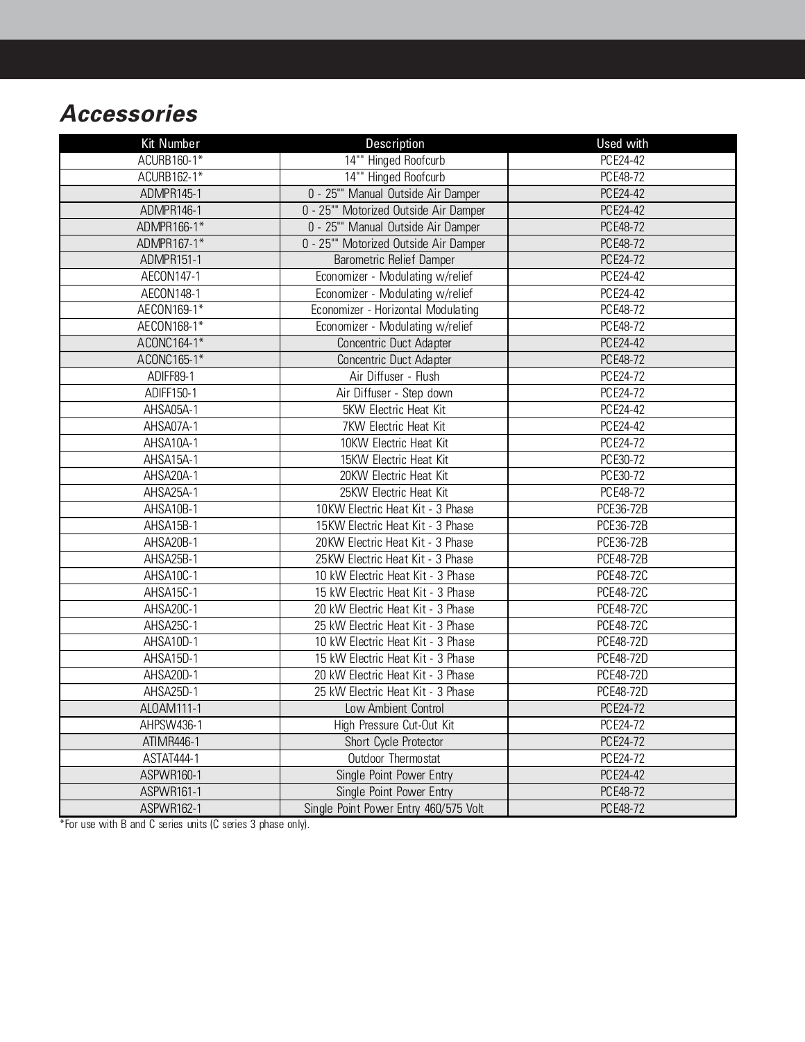## *Accessories*

| Kit Number | Description | Used with |
|---|---|---|
| ACURB160-1* | 14"" Hinged Roofcurb | PCE24-42 |
| ACURB162-1* | 14"" Hinged Roofcurb | PCE48-72 |
| ADMPR145-1 | 0 - 25"" Manual Outside Air Damper | PCE24-42 |
| ADMPR146-1 | 0 - 25"" Motorized Outside Air Damper | PCE24-42 |
| ADMPR166-1* | 0 - 25"" Manual Outside Air Damper | PCE48-72 |
| ADMPR167-1* | 0 - 25"" Motorized Outside Air Damper | PCE48-72 |
| ADMPR151-1 | Barometric Relief Damper | PCE24-72 |
| AECON147-1 | Economizer - Modulating w/relief | PCE24-42 |
| AECON148-1 | Economizer - Modulating w/relief | PCE24-42 |
| AECON169-1* | Economizer - Horizontal Modulating | PCE48-72 |
| AECON168-1* | Economizer - Modulating w/relief | PCE48-72 |
| ACONC164-1* | Concentric Duct Adapter | PCE24-42 |
| ACONC165-1* | Concentric Duct Adapter | PCE48-72 |
| ADIFF89-1 | Air Diffuser - Flush | PCE24-72 |
| ADIFF150-1 | Air Diffuser - Step down | PCE24-72 |
| AHSA05A-1 | 5KW Electric Heat Kit | PCE24-42 |
| AHSA07A-1 | 7KW Electric Heat Kit | PCE24-42 |
| AHSA10A-1 | 10KW Electric Heat Kit | PCE24-72 |
| AHSA15A-1 | 15KW Electric Heat Kit | PCE30-72 |
| AHSA20A-1 | 20KW Electric Heat Kit | PCE30-72 |
| AHSA25A-1 | 25KW Electric Heat Kit | PCE48-72 |
| AHSA10B-1 | 10KW Electric Heat Kit - 3 Phase | PCE36-72B |
| AHSA15B-1 | 15KW Electric Heat Kit - 3 Phase | PCE36-72B |
| AHSA20B-1 | 20KW Electric Heat Kit - 3 Phase | PCE36-72B |
| AHSA25B-1 | 25KW Electric Heat Kit - 3 Phase | PCE48-72B |
| AHSA10C-1 | 10 kW Electric Heat Kit - 3 Phase | PCE48-72C |
| AHSA15C-1 | 15 kW Electric Heat Kit - 3 Phase | PCE48-72C |
| AHSA20C-1 | 20 kW Electric Heat Kit - 3 Phase | PCE48-72C |
| AHSA25C-1 | 25 kW Electric Heat Kit - 3 Phase | PCE48-72C |
| AHSA10D-1 | 10 kW Electric Heat Kit - 3 Phase | PCE48-72D |
| AHSA15D-1 | 15 kW Electric Heat Kit - 3 Phase | PCE48-72D |
| AHSA20D-1 | 20 kW Electric Heat Kit - 3 Phase | PCE48-72D |
| AHSA25D-1 | 25 kW Electric Heat Kit - 3 Phase | PCE48-72D |
| ALOAM111-1 | Low Ambient Control | PCE24-72 |
| AHPSW436-1 | High Pressure Cut-Out Kit | PCE24-72 |
| ATIMR446-1 | Short Cycle Protector | PCE24-72 |
| ASTAT444-1 | Outdoor Thermostat | PCE24-72 |
| ASPWR160-1 | Single Point Power Entry | PCE24-42 |
| ASPWR161-1 | Single Point Power Entry | PCE48-72 |
| ASPWR162-1 | Single Point Power Entry 460/575 Volt | PCE48-72 |

*For use with B and C series units (C series 3 phase only).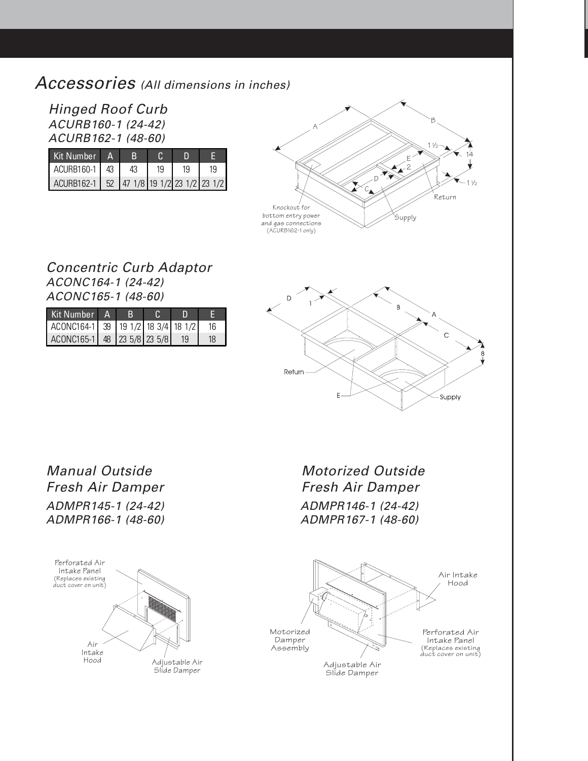## *Accessories (All dimensions in inches)*

### *Hinged Roof Curb*

*ACURB160-1 (24-42)*
*ACURB162-1 (48-60)*

| Kit Number | A | B | C | D | E |
|---|---|---|---|---|---|
| ACURB160-1 | 43 | 43 | 19 | 19 | 19 |
| ACURB162-1 | 52 | 47 1/8 | 19 1/2 | 23 1/2 | 23 1/2 |

A, B, 1 1/2, 14, 1 1/2, E, 2, D, C, Return, Supply

Knockout for bottom entry power and gas connections (ACURB162-1 only)

### *Concentric Curb Adaptor*

*ACONC164-1 (24-42)*
*ACONC165-1 (48-60)*

| Kit Number | A | B | C | D | E |
|---|---|---|---|---|---|
| ACONC164-1 | 39 | 19 1/2 | 18 3/4 | 18 1/2 | 16 |
| ACONC165-1 | 48 | 23 5/8 | 23 5/8 | 19 | 18 |

D, 1, B, A, C, 8, Return, E, Supply

### *Manual Outside Fresh Air Damper*

*ADMPR145-1 (24-42)*
*ADMPR166-1 (48-60)*

Perforated Air Intake Panel (Replaces existing duct cover on unit)

Air Intake Hood

Adjustable Air Slide Damper

### *Motorized Outside Fresh Air Damper*

*ADMPR146-1 (24-42)*
*ADMPR167-1 (48-60)*

Air Intake Hood

Motorized Damper Assembly

Perforated Air Intake Panel (Replaces existing duct cover on unit)

Adjustable Air Slide Damper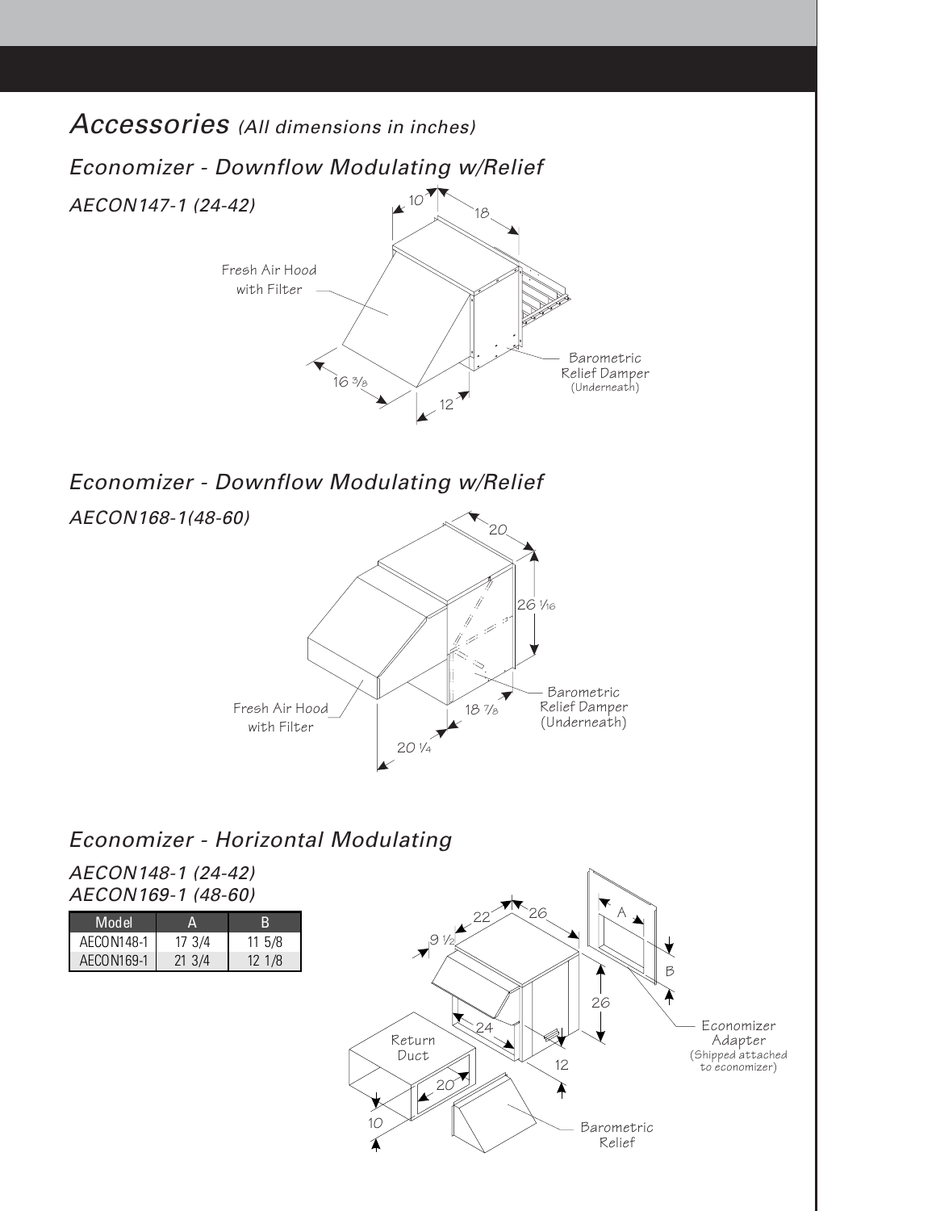# Accessories *(All dimensions in inches)*

## *Economizer - Downflow Modulating w/Relief*

### *AECON147-1 (24-42)*

Fresh Air Hood with Filter

Barometric Relief Damper (Underneath)

10 18 16 3/8 12

## *Economizer - Downflow Modulating w/Relief*

### *AECON168-1(48-60)*

20 26 1/16 18 7/8 20 1/4

Fresh Air Hood with Filter

Barometric Relief Damper (Underneath)

## *Economizer - Horizontal Modulating*

### *AECON148-1 (24-42)*
### *AECON169-1 (48-60)*

| Model | A | B |
|---|---|---|
| AECON148-1 | 17 3/4 | 11 5/8 |
| AECON169-1 | 21 3/4 | 12 1/8 |

22 26 9 1/2 26 24 12 20 10 A B

Return Duct

Economizer Adapter (Shipped attached to economizer)

Barometric Relief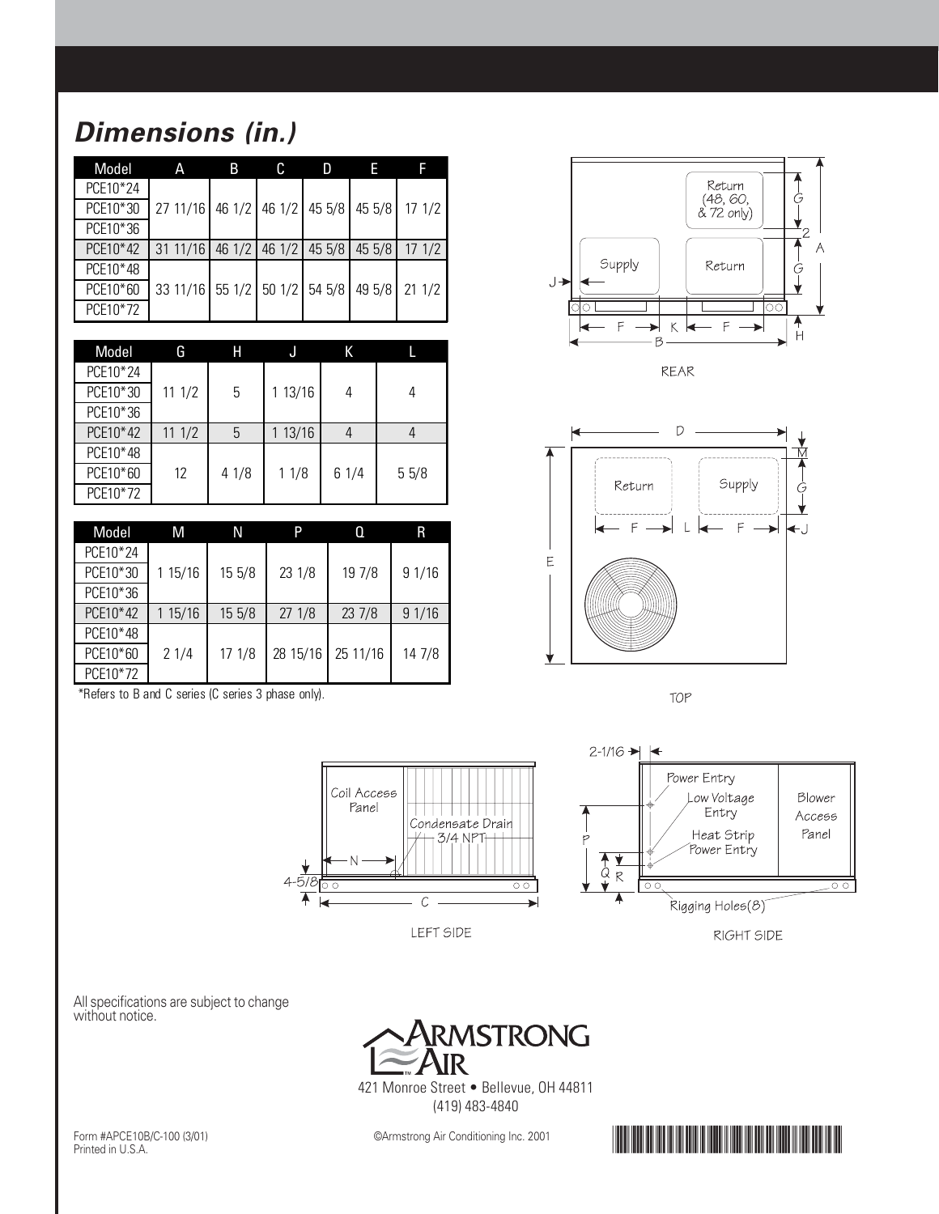## *Dimensions (in.)*

| Model | A | B | C | D | E | F |
|---|---|---|---|---|---|---|
| PCE10*24 | 27 11/16 | 46 1/2 | 46 1/2 | 45 5/8 | 45 5/8 | 17 1/2 |
| PCE10*30 | | | | | | |
| PCE10*36 | | | | | | |
| PCE10*42 | 31 11/16 | 46 1/2 | 46 1/2 | 45 5/8 | 45 5/8 | 17 1/2 |
| PCE10*48 | 33 11/16 | 55 1/2 | 50 1/2 | 54 5/8 | 49 5/8 | 21 1/2 |
| PCE10*60 | | | | | | |
| PCE10*72 | | | | | | |

| Model | G | H | J | K | L |
|---|---|---|---|---|---|
| PCE10*24 | 11 1/2 | 5 | 1 13/16 | 4 | 4 |
| PCE10*30 | | | | | |
| PCE10*36 | | | | | |
| PCE10*42 | 11 1/2 | 5 | 1 13/16 | 4 | 4 |
| PCE10*48 | 12 | 4 1/8 | 1 1/8 | 6 1/4 | 5 5/8 |
| PCE10*60 | | | | | |
| PCE10*72 | | | | | |

| Model | M | N | P | Q | R |
|---|---|---|---|---|---|
| PCE10*24 | 1 15/16 | 15 5/8 | 23 1/8 | 19 7/8 | 9 1/16 |
| PCE10*30 | | | | | |
| PCE10*36 | | | | | |
| PCE10*42 | 1 15/16 | 15 5/8 | 27 1/8 | 23 7/8 | 9 1/16 |
| PCE10*48 | 2 1/4 | 17 1/8 | 28 15/16 | 25 11/16 | 14 7/8 |
| PCE10*60 | | | | | |
| PCE10*72 | | | | | |

*Refers to B and C series (C series 3 phase only).

Return (48, 60, & 72 only)
Supply
Return
G
2
A
G
J
F
K
F
B
H

REAR

D
M
Return
Supply
G
F
L
F
J
E

TOP

Coil Access Panel
Condensate Drain 3/4 NPT
N
4-5/8
C

LEFT SIDE

2-1/16
Power Entry
Low Voltage Entry
Heat Strip Power Entry
Blower Access Panel
P
Q
R
Rigging Holes(8)

RIGHT SIDE

All specifications are subject to change without notice.

ARMSTRONG AIR
421 Monroe Street • Bellevue, OH 44811
(419) 483-4840

Form #APCE10B/C-100 (3/01)
Printed in U.S.A.

©Armstrong Air Conditioning Inc. 2001